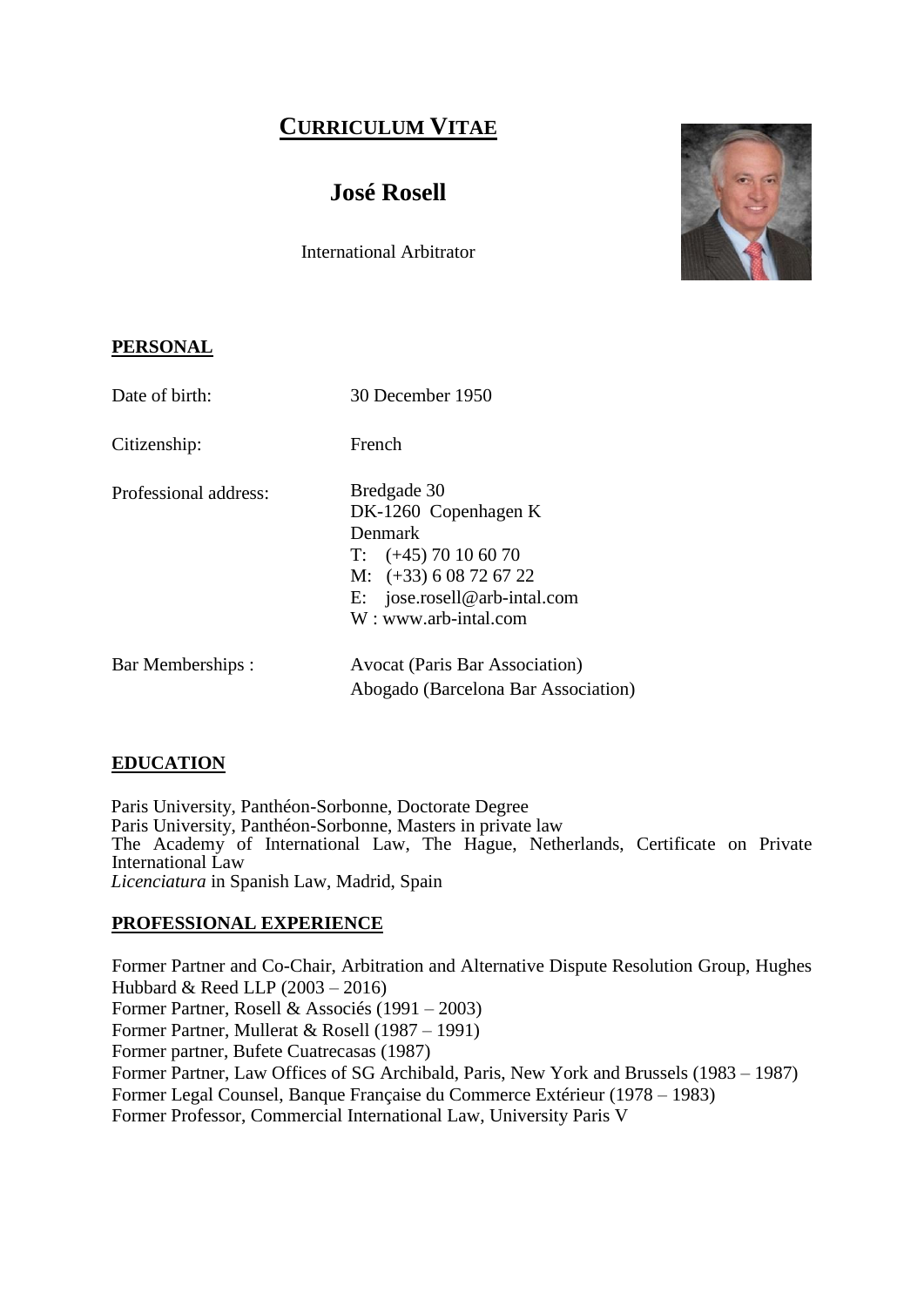# CURRICULUM VITAE

## José Rosell

International Arbitrator

### PERSONAL

| | |
|---|---|
| Date of birth: | 30 December 1950 |
| Citizenship: | French |
| Professional address: | Bredgade 30<br>DK-1260 Copenhagen K<br>Denmark<br>T: (+45) 70 10 60 70<br>M: (+33) 6 08 72 67 22<br>E: jose.rosell@arb-intal.com<br>W : www.arb-intal.com |
| Bar Memberships : | Avocat (Paris Bar Association)<br>Abogado (Barcelona Bar Association) |

### EDUCATION

Paris University, Panthéon-Sorbonne, Doctorate Degree
Paris University, Panthéon-Sorbonne, Masters in private law
The Academy of International Law, The Hague, Netherlands, Certificate on Private International Law
*Licenciatura* in Spanish Law, Madrid, Spain

### PROFESSIONAL EXPERIENCE

Former Partner and Co-Chair, Arbitration and Alternative Dispute Resolution Group, Hughes Hubbard & Reed LLP (2003 – 2016)
Former Partner, Rosell & Associés (1991 – 2003)
Former Partner, Mullerat & Rosell (1987 – 1991)
Former partner, Bufete Cuatrecasas (1987)
Former Partner, Law Offices of SG Archibald, Paris, New York and Brussels (1983 – 1987)
Former Legal Counsel, Banque Française du Commerce Extérieur (1978 – 1983)
Former Professor, Commercial International Law, University Paris V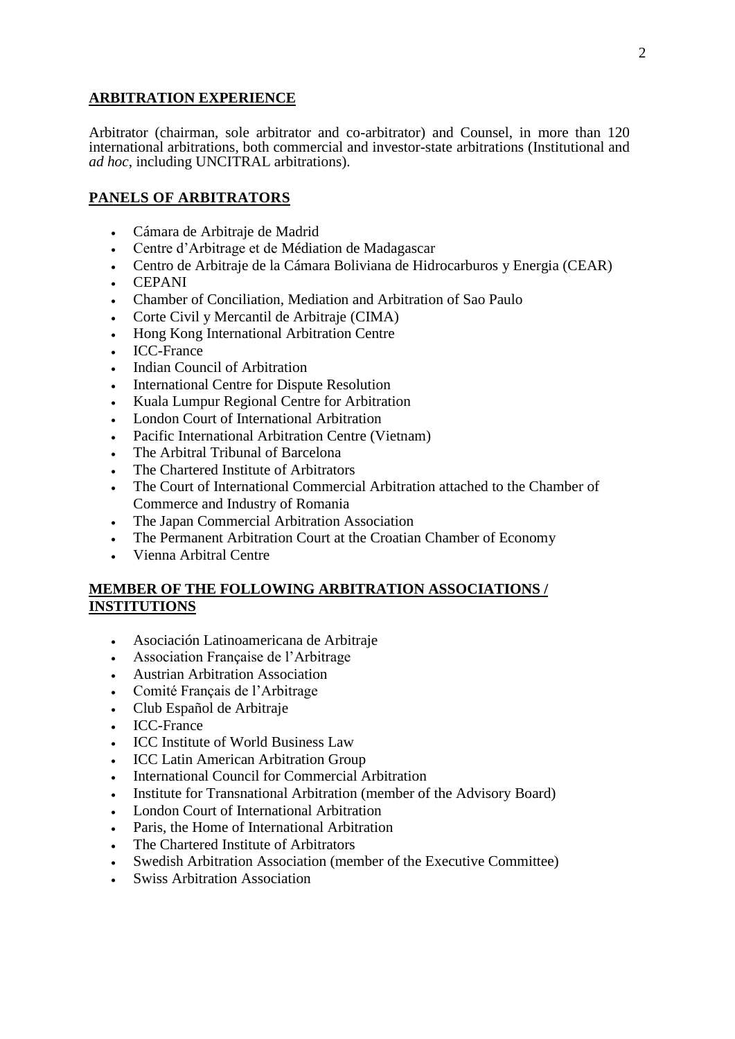## ARBITRATION EXPERIENCE

Arbitrator (chairman, sole arbitrator and co-arbitrator) and Counsel, in more than 120 international arbitrations, both commercial and investor-state arbitrations (Institutional and *ad hoc*, including UNCITRAL arbitrations).

## PANELS OF ARBITRATORS

- Cámara de Arbitraje de Madrid
- Centre d'Arbitrage et de Médiation de Madagascar
- Centro de Arbitraje de la Cámara Boliviana de Hidrocarburos y Energia (CEAR)
- CEPANI
- Chamber of Conciliation, Mediation and Arbitration of Sao Paulo
- Corte Civil y Mercantil de Arbitraje (CIMA)
- Hong Kong International Arbitration Centre
- ICC-France
- Indian Council of Arbitration
- International Centre for Dispute Resolution
- Kuala Lumpur Regional Centre for Arbitration
- London Court of International Arbitration
- Pacific International Arbitration Centre (Vietnam)
- The Arbitral Tribunal of Barcelona
- The Chartered Institute of Arbitrators
- The Court of International Commercial Arbitration attached to the Chamber of Commerce and Industry of Romania
- The Japan Commercial Arbitration Association
- The Permanent Arbitration Court at the Croatian Chamber of Economy
- Vienna Arbitral Centre

## MEMBER OF THE FOLLOWING ARBITRATION ASSOCIATIONS / INSTITUTIONS

- Asociación Latinoamericana de Arbitraje
- Association Française de l'Arbitrage
- Austrian Arbitration Association
- Comité Français de l'Arbitrage
- Club Español de Arbitraje
- ICC-France
- ICC Institute of World Business Law
- ICC Latin American Arbitration Group
- International Council for Commercial Arbitration
- Institute for Transnational Arbitration (member of the Advisory Board)
- London Court of International Arbitration
- Paris, the Home of International Arbitration
- The Chartered Institute of Arbitrators
- Swedish Arbitration Association (member of the Executive Committee)
- Swiss Arbitration Association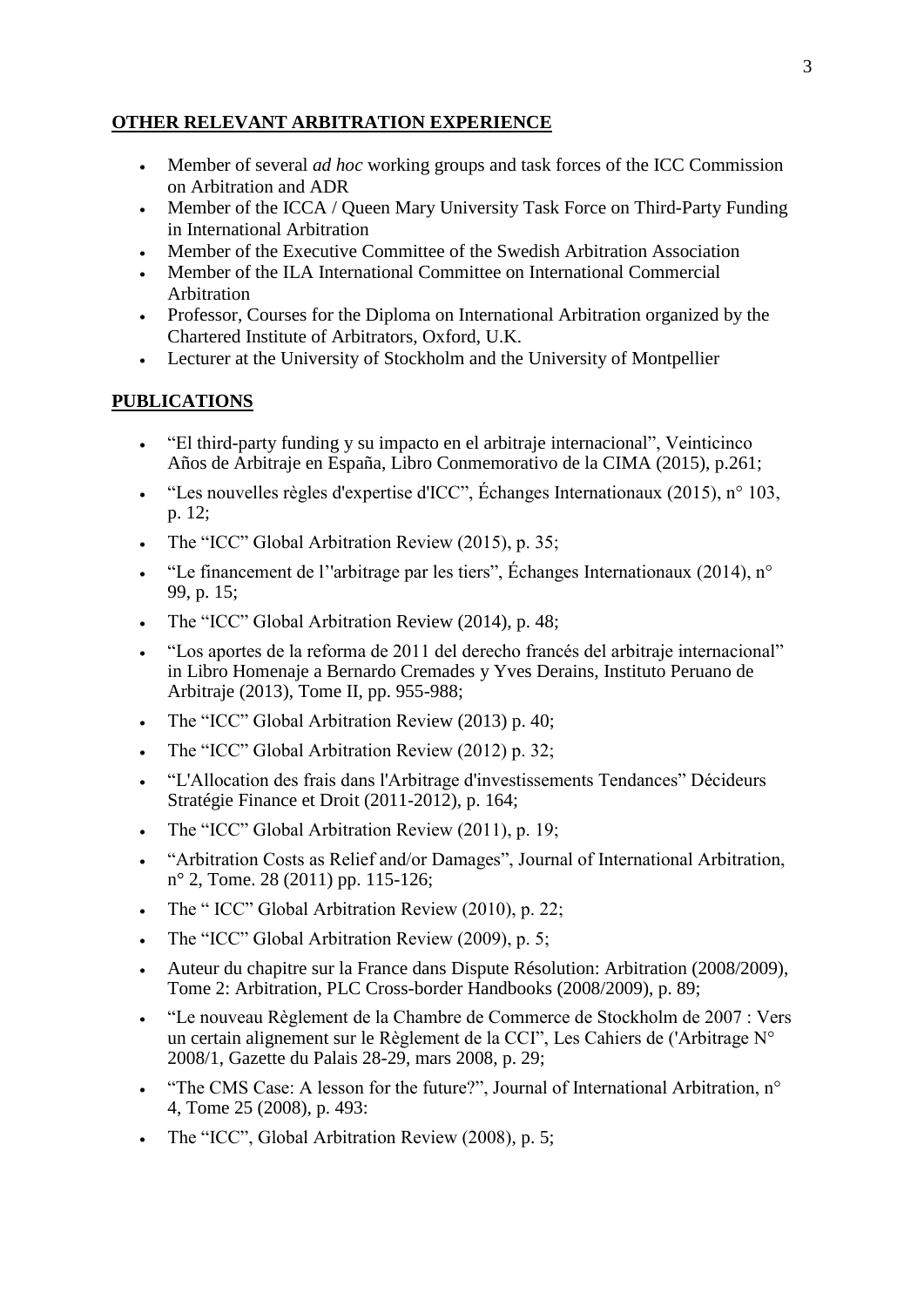## **OTHER RELEVANT ARBITRATION EXPERIENCE**

- Member of several *ad hoc* working groups and task forces of the ICC Commission on Arbitration and ADR
- Member of the ICCA / Queen Mary University Task Force on Third-Party Funding in International Arbitration
- Member of the Executive Committee of the Swedish Arbitration Association
- Member of the ILA International Committee on International Commercial Arbitration
- Professor, Courses for the Diploma on International Arbitration organized by the Chartered Institute of Arbitrators, Oxford, U.K.
- Lecturer at the University of Stockholm and the University of Montpellier

## **PUBLICATIONS**

- "El third-party funding y su impacto en el arbitraje internacional", Veinticinco Años de Arbitraje en España, Libro Conmemorativo de la CIMA (2015), p.261;
- "Les nouvelles règles d'expertise d'ICC", Échanges Internationaux (2015), n° 103, p. 12;
- The "ICC" Global Arbitration Review (2015), p. 35;
- "Le financement de l''arbitrage par les tiers", Échanges Internationaux (2014), n° 99, p. 15;
- The "ICC" Global Arbitration Review (2014), p. 48;
- "Los aportes de la reforma de 2011 del derecho francés del arbitraje internacional" in Libro Homenaje a Bernardo Cremades y Yves Derains, Instituto Peruano de Arbitraje (2013), Tome II, pp. 955-988;
- The "ICC" Global Arbitration Review (2013) p. 40;
- The "ICC" Global Arbitration Review (2012) p. 32;
- "L'Allocation des frais dans l'Arbitrage d'investissements Tendances" Décideurs Stratégie Finance et Droit (2011-2012), p. 164;
- The "ICC" Global Arbitration Review (2011), p. 19;
- "Arbitration Costs as Relief and/or Damages", Journal of International Arbitration, n° 2, Tome. 28 (2011) pp. 115-126;
- The " ICC" Global Arbitration Review (2010), p. 22;
- The "ICC" Global Arbitration Review (2009), p. 5;
- Auteur du chapitre sur la France dans Dispute Résolution: Arbitration (2008/2009), Tome 2: Arbitration, PLC Cross-border Handbooks (2008/2009), p. 89;
- "Le nouveau Règlement de la Chambre de Commerce de Stockholm de 2007 : Vers un certain alignement sur le Règlement de la CCI", Les Cahiers de ('Arbitrage N° 2008/1, Gazette du Palais 28-29, mars 2008, p. 29;
- "The CMS Case: A lesson for the future?", Journal of International Arbitration, n° 4, Tome 25 (2008), p. 493:
- The "ICC", Global Arbitration Review (2008), p. 5;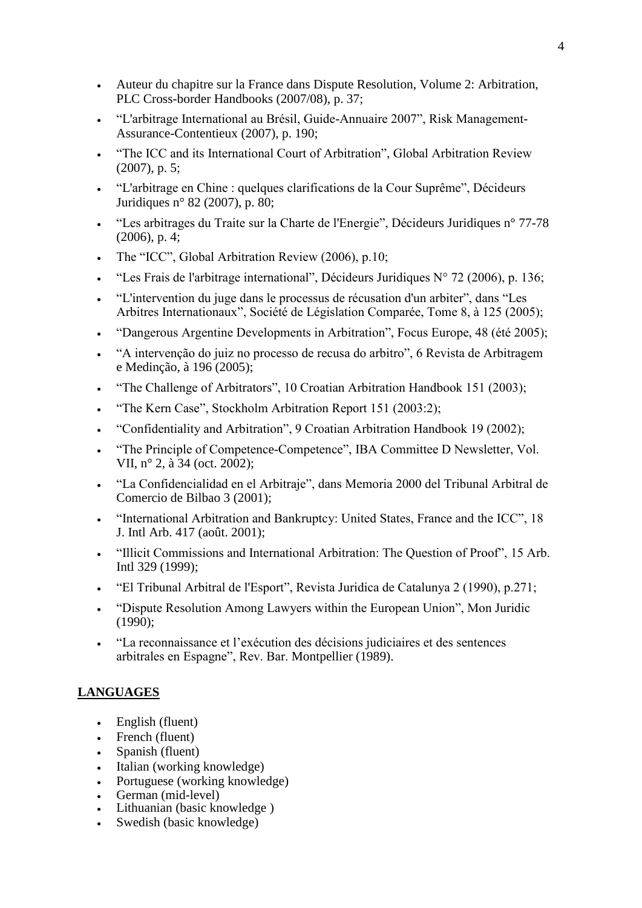- Auteur du chapitre sur la France dans Dispute Resolution, Volume 2: Arbitration, PLC Cross-border Handbooks (2007/08), p. 37;
- “L'arbitrage International au Brésil, Guide-Annuaire 2007”, Risk Management-Assurance-Contentieux (2007), p. 190;
- “The ICC and its International Court of Arbitration”, Global Arbitration Review (2007), p. 5;
- “L'arbitrage en Chine : quelques clarifications de la Cour Suprême”, Décideurs Juridiques n° 82 (2007), p. 80;
- “Les arbitrages du Traite sur la Charte de l'Energie”, Décideurs Juridiques n° 77-78 (2006), p. 4;
- The “ICC”, Global Arbitration Review (2006), p.10;
- “Les Frais de l'arbitrage international”, Décideurs Juridiques N° 72 (2006), p. 136;
- “L'intervention du juge dans le processus de récusation d'un arbiter”, dans “Les Arbitres Internationaux”, Société de Législation Comparée, Tome 8, à 125 (2005);
- “Dangerous Argentine Developments in Arbitration”, Focus Europe, 48 (été 2005);
- “A intervenção do juiz no processo de recusa do arbitro”, 6 Revista de Arbitragem e Medinção, à 196 (2005);
- “The Challenge of Arbitrators”, 10 Croatian Arbitration Handbook 151 (2003);
- “The Kern Case”, Stockholm Arbitration Report 151 (2003:2);
- “Confidentiality and Arbitration”, 9 Croatian Arbitration Handbook 19 (2002);
- “The Principle of Competence-Competence”, IBA Committee D Newsletter, Vol. VII, n° 2, à 34 (oct. 2002);
- “La Confidencialidad en el Arbitraje”, dans Memoria 2000 del Tribunal Arbitral de Comercio de Bilbao 3 (2001);
- “International Arbitration and Bankruptcy: United States, France and the ICC”, 18 J. Intl Arb. 417 (août. 2001);
- “Illicit Commissions and International Arbitration: The Question of Proof”, 15 Arb. Intl 329 (1999);
- “El Tribunal Arbitral de l'Esport”, Revista Juridica de Catalunya 2 (1990), p.271;
- “Dispute Resolution Among Lawyers within the European Union”, Mon Juridic (1990);
- “La reconnaissance et l’exécution des décisions judiciaires et des sentences arbitrales en Espagne”, Rev. Bar. Montpellier (1989).

## LANGUAGES

- English (fluent)
- French (fluent)
- Spanish (fluent)
- Italian (working knowledge)
- Portuguese (working knowledge)
- German (mid-level)
- Lithuanian (basic knowledge )
- Swedish (basic knowledge)